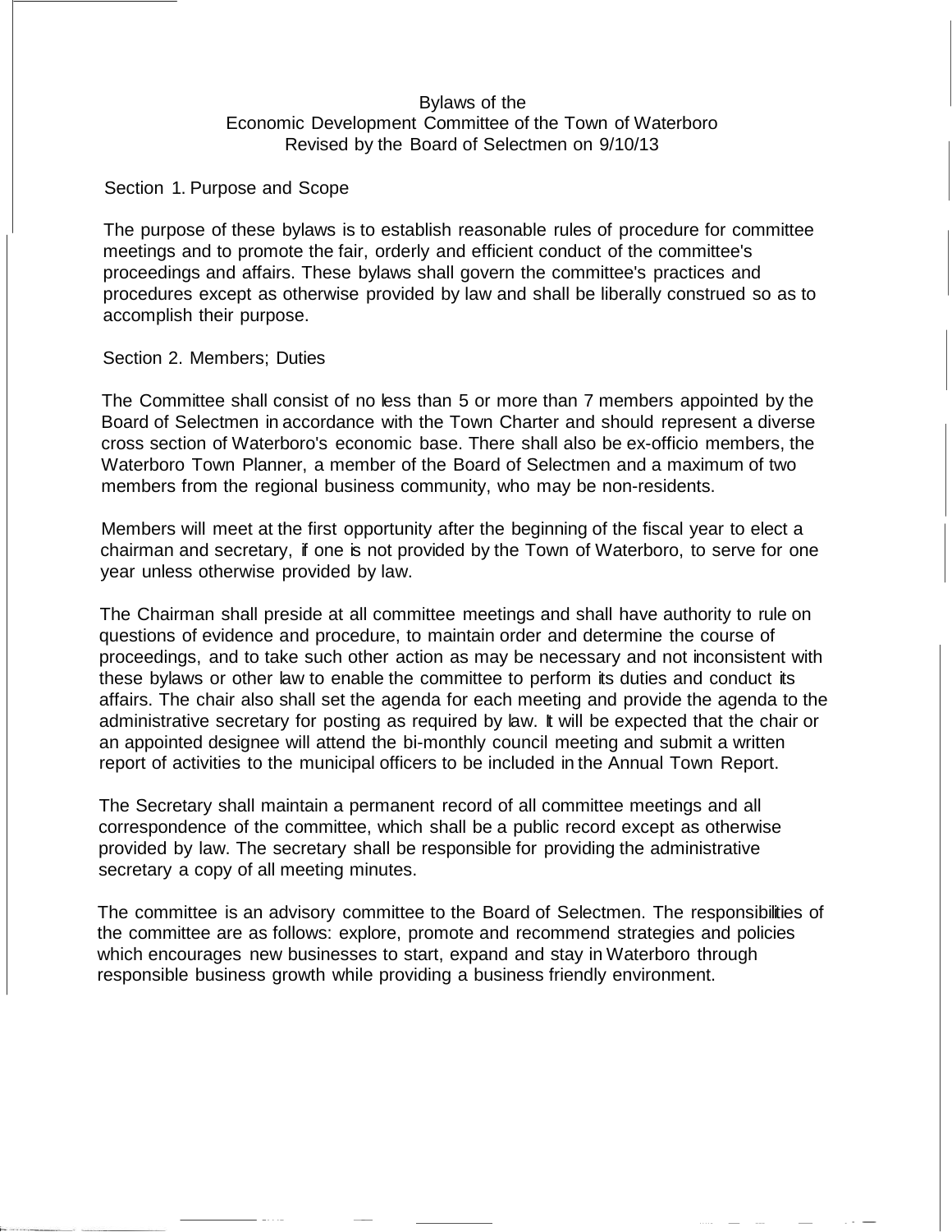# Bylaws of the Economic Development Committee of the Town of Waterboro

Revised by the Board of Selectmen on 9/10/13

## Section 1. Purpose and Scope

The purpose of these bylaws is to establish reasonable rules of procedure for committee meetings and to promote the fair, orderly and efficient conduct of the committee's proceedings and affairs. These bylaws shall govern the committee's practices and procedures except as otherwise provided by law and shall be liberally construed so as to accomplish their purpose.

## Section 2. Members; Duties

The Committee shall consist of no less than 5 or more than 7 members appointed by the Board of Selectmen in accordance with the Town Charter and should represent a diverse cross section of Waterboro's economic base. There shall also be ex-officio members, the Waterboro Town Planner, a member of the Board of Selectmen and a maximum of two members from the regional business community, who may be non-residents.

Members will meet at the first opportunity after the beginning of the fiscal year to elect a chairman and secretary, if one is not provided by the Town of Waterboro, to serve for one year unless otherwise provided by law.

The Chairman shall preside at all committee meetings and shall have authority to rule on questions of evidence and procedure, to maintain order and determine the course of proceedings, and to take such other action as may be necessary and not inconsistent with these bylaws or other law to enable the committee to perform its duties and conduct its affairs. The chair also shall set the agenda for each meeting and provide the agenda to the administrative secretary for posting as required by law. It will be expected that the chair or an appointed designee will attend the bi-monthly council meeting and submit a written report of activities to the municipal officers to be included in the Annual Town Report.

The Secretary shall maintain a permanent record of all committee meetings and all correspondence of the committee, which shall be a public record except as otherwise provided by law. The secretary shall be responsible for providing the administrative secretary a copy of all meeting minutes.

The committee is an advisory committee to the Board of Selectmen. The responsibilities of the committee are as follows: explore, promote and recommend strategies and policies which encourages new businesses to start, expand and stay in Waterboro through responsible business growth while providing a business friendly environment.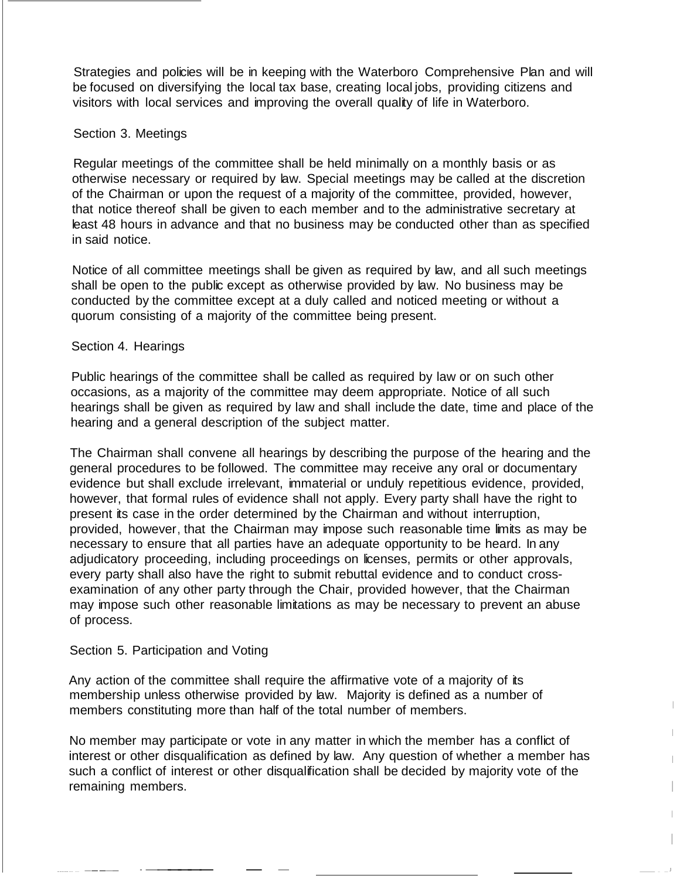Strategies and policies will be in keeping with the Waterboro Comprehensive Plan and will be focused on diversifying the local tax base, creating local jobs, providing citizens and visitors with local services and improving the overall quality of life in Waterboro.

## Section 3. Meetings

Regular meetings of the committee shall be held minimally on a monthly basis or as otherwise necessary or required by law. Special meetings may be called at the discretion of the Chairman or upon the request of a majority of the committee, provided, however, that notice thereof shall be given to each member and to the administrative secretary at least 48 hours in advance and that no business may be conducted other than as specified in said notice.

Notice of all committee meetings shall be given as required by law, and all such meetings shall be open to the public except as otherwise provided by law. No business may be conducted by the committee except at a duly called and noticed meeting or without a quorum consisting of a majority of the committee being present.

## Section 4. Hearings

Public hearings of the committee shall be called as required by law or on such other occasions, as a majority of the committee may deem appropriate. Notice of all such hearings shall be given as required by law and shall include the date, time and place of the hearing and a general description of the subject matter.

The Chairman shall convene all hearings by describing the purpose of the hearing and the general procedures to be followed. The committee may receive any oral or documentary evidence but shall exclude irrelevant, immaterial or unduly repetitious evidence, provided, however, that formal rules of evidence shall not apply. Every party shall have the right to present its case in the order determined by the Chairman and without interruption, provided, however, that the Chairman may impose such reasonable time limits as may be necessary to ensure that all parties have an adequate opportunity to be heard. In any adjudicatory proceeding, including proceedings on licenses, permits or other approvals, every party shall also have the right to submit rebuttal evidence and to conduct cross-examination of any other party through the Chair, provided however, that the Chairman may impose such other reasonable limitations as may be necessary to prevent an abuse of process.

## Section 5. Participation and Voting

Any action of the committee shall require the affirmative vote of a majority of its membership unless otherwise provided by law. Majority is defined as a number of members constituting more than half of the total number of members.

No member may participate or vote in any matter in which the member has a conflict of interest or other disqualification as defined by law. Any question of whether a member has such a conflict of interest or other disqualification shall be decided by majority vote of the remaining members.